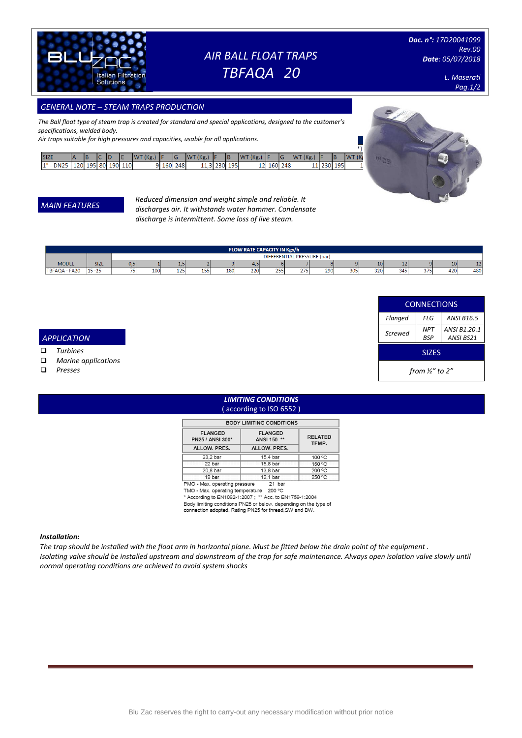# AIR BALL FLOAT TRAPS
# TBFAQA 20

**Doc. n°:** 17D20041099
Rev.00
**Date**: 05/07/2018

L. Maserati

## GENERAL NOTE – STEAM TRAPS PRODUCTION

*The Ball float type of steam trap is created for standard and special applications, designed to the customer's specifications, welded body.*
*Air traps suitable for high pressures and capacities, usable for all applications.*

| SIZE | A | B | C | D | E | WT (Kg.) | F | G | WT (Kg.) | F | B | WT (Kg.) | F | G | WT (Kg.) | F | B | WT (K |
|---|---|---|---|---|---|---|---|---|---|---|---|---|---|---|---|---|---|---|
| 1" - DN25 | 120 | 195 | 80 | 190 | 110 | 9 | 160 | 248 | 11,3 | 230 | 195 | 12 | 160 | 248 | 11 | 230 | 195 | 1 |

## MAIN FEATURES

*Reduced dimension and weight simple and reliable. It discharges air. It withstands water hammer. Condensate discharge is intermittent. Some loss of live steam.*

| FLOW RATE CAPACITY IN Kgs/h | | | | | | | | | | | | | | | | |
|---|---|---|---|---|---|---|---|---|---|---|---|---|---|---|---|---|
| | | DIFFERENTIAL PRESSURE (bar) | | | | | | | | | | | | | | |
| MODEL | SIZE | 0,5 | 1 | 1,5 | 2 | 3 | 4,5 | 6 | 7 | 8 | 9 | 10 | 12 | 9 | 10 | 12 |
| TBFAQA - FA20 | 15 -25 | 75 | 100 | 125 | 155 | 180 | 220 | 255 | 275 | 290 | 305 | 320 | 345 | 375 | 420 | 480 |

## APPLICATION

- Turbines
- Marine applications
- Presses

| CONNECTIONS | | |
|---|---|---|
| Flanged | FLG | ANSI B16.5 |
| Screwed | NPT<br>BSP | ANSI B1.20.1<br>ANSI BS21 |

| SIZES |
|---|
| from ½" to 2" |

## LIMITING CONDITIONS
(according to ISO 6552)

| BODY LIMITING CONDITIONS | | |
|---|---|---|
| FLANGED PN25 / ANSI 300* | FLANGED ANSI 150 ** | RELATED TEMP. |
| ALLOW. PRES. | ALLOW. PRES. | |
| 23,2 bar | 15,4 bar | 100 ºC |
| 22 bar | 15,8 bar | 150 ºC |
| 20,8 bar | 13,8 bar | 200 ºC |
| 19 bar | 12,1 bar | 250 ºC |

PMO - Max. operating pressure 21 bar
TMO - Max. operating temperature 200 ºC
* According to EN1092-1:2007 ; ** Acc. to EN1759-1:2004
Body limiting conditions PN25 or below, depending on the type of connection adopted. Rating PN25 for thread,SW and BW.

***Installation:***

*The trap should be installed with the float arm in horizontal plane. Must be fitted below the drain point of the equipment .*
*Isolating valve should be installed upstream and downstream of the trap for safe maintenance. Always open isolation valve slowly until normal operating conditions are achieved to avoid system shocks*

Blu Zac reserves the right to carry-out any necessary modification without prior notice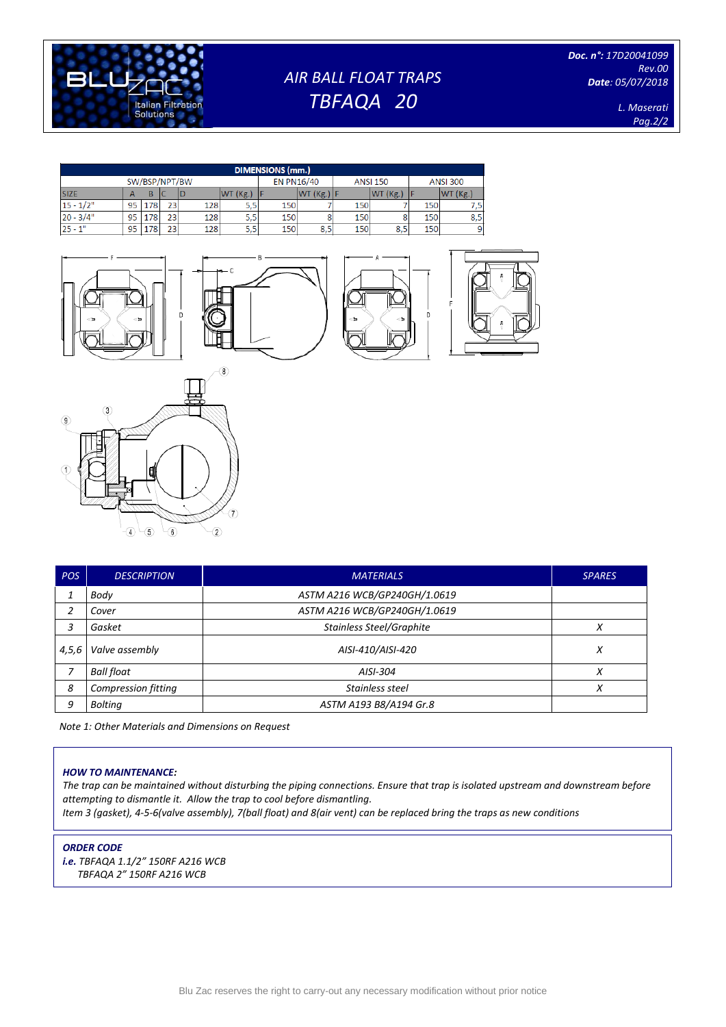# AIR BALL FLOAT TRAPS
# TBFAQA 20

**Doc. n°:** 17D20041099
Rev.00
**Date**: 05/07/2018

L. Maserati

| DIMENSIONS (mm.) | | | | | | | | | | | |
|---|---|---|---|---|---|---|---|---|---|---|---|
| SW/BSP/NPT/BW | | | | | | EN PN16/40 | | ANSI 150 | | ANSI 300 | |
| SIZE | A | B | C | D | WT (Kg.) | F | WT (Kg.) | F | WT (Kg.) | F | WT (Kg.) |
| 15 - 1/2" | 95 | 178 | 23 | 128 | 5,5 | 150 | 7 | 150 | 7 | 150 | 7,5 |
| 20 - 3/4" | 95 | 178 | 23 | 128 | 5,5 | 150 | 8 | 150 | 8 | 150 | 8,5 |
| 25 - 1" | 95 | 178 | 23 | 128 | 5,5 | 150 | 8,5 | 150 | 8,5 | 150 | 9 |

F B C A D F

8 3 9 1 7 4 5 6 2

| POS | DESCRIPTION | MATERIALS | SPARES |
|---|---|---|---|
| 1 | Body | ASTM A216 WCB/GP240GH/1.0619 | |
| 2 | Cover | ASTM A216 WCB/GP240GH/1.0619 | |
| 3 | Gasket | Stainless Steel/Graphite | X |
| 4,5,6 | Valve assembly | AISI-410/AISI-420 | X |
| 7 | Ball float | AISI-304 | X |
| 8 | Compression fitting | Stainless steel | X |
| 9 | Bolting | ASTM A193 B8/A194 Gr.8 | |

*Note 1: Other Materials and Dimensions on Request*

***HOW TO MAINTENANCE:***

*The trap can be maintained without disturbing the piping connections. Ensure that trap is isolated upstream and downstream before attempting to dismantle it. Allow the trap to cool before dismantling.*
*Item 3 (gasket), 4-5-6(valve assembly), 7(ball float) and 8(air vent) can be replaced bring the traps as new conditions*

***ORDER CODE***

***i.e.*** *TBFAQA 1.1/2" 150RF A216 WCB*
*TBFAQA 2" 150RF A216 WCB*

Blu Zac reserves the right to carry-out any necessary modification without prior notice